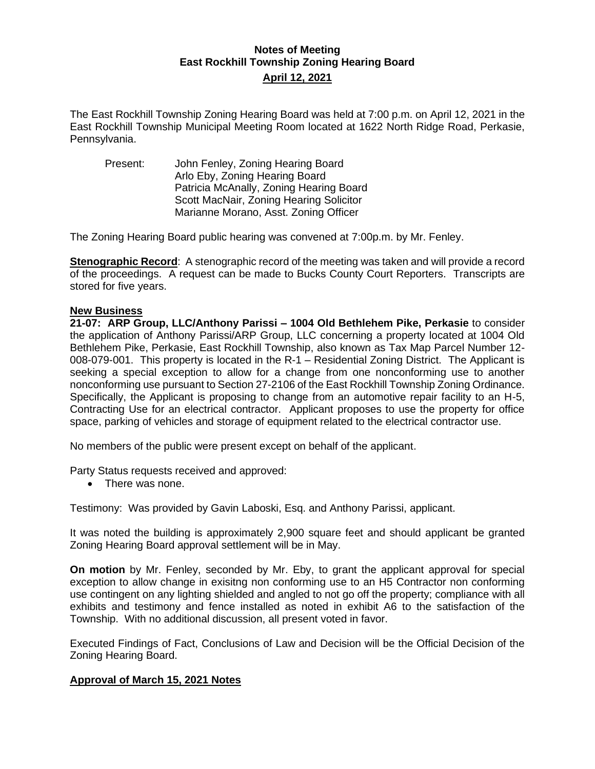# Notes of Meeting
## East Rockhill Township Zoning Hearing Board
## April 12, 2021

The East Rockhill Township Zoning Hearing Board was held at 7:00 p.m. on April 12, 2021 in the East Rockhill Township Municipal Meeting Room located at 1622 North Ridge Road, Perkasie, Pennsylvania.

Present: John Fenley, Zoning Hearing Board
Arlo Eby, Zoning Hearing Board
Patricia McAnally, Zoning Hearing Board
Scott MacNair, Zoning Hearing Solicitor
Marianne Morano, Asst. Zoning Officer

The Zoning Hearing Board public hearing was convened at 7:00p.m. by Mr. Fenley.

**Stenographic Record**: A stenographic record of the meeting was taken and will provide a record of the proceedings. A request can be made to Bucks County Court Reporters. Transcripts are stored for five years.

**New Business**

**21-07: ARP Group, LLC/Anthony Parissi – 1004 Old Bethlehem Pike, Perkasie** to consider the application of Anthony Parissi/ARP Group, LLC concerning a property located at 1004 Old Bethlehem Pike, Perkasie, East Rockhill Township, also known as Tax Map Parcel Number 12-008-079-001. This property is located in the R-1 – Residential Zoning District. The Applicant is seeking a special exception to allow for a change from one nonconforming use to another nonconforming use pursuant to Section 27-2106 of the East Rockhill Township Zoning Ordinance. Specifically, the Applicant is proposing to change from an automotive repair facility to an H-5, Contracting Use for an electrical contractor. Applicant proposes to use the property for office space, parking of vehicles and storage of equipment related to the electrical contractor use.

No members of the public were present except on behalf of the applicant.

Party Status requests received and approved:

- There was none.

Testimony: Was provided by Gavin Laboski, Esq. and Anthony Parissi, applicant.

It was noted the building is approximately 2,900 square feet and should applicant be granted Zoning Hearing Board approval settlement will be in May.

**On motion** by Mr. Fenley, seconded by Mr. Eby, to grant the applicant approval for special exception to allow change in exisitng non conforming use to an H5 Contractor non conforming use contingent on any lighting shielded and angled to not go off the property; compliance with all exhibits and testimony and fence installed as noted in exhibit A6 to the satisfaction of the Township. With no additional discussion, all present voted in favor.

Executed Findings of Fact, Conclusions of Law and Decision will be the Official Decision of the Zoning Hearing Board.

**Approval of March 15, 2021 Notes**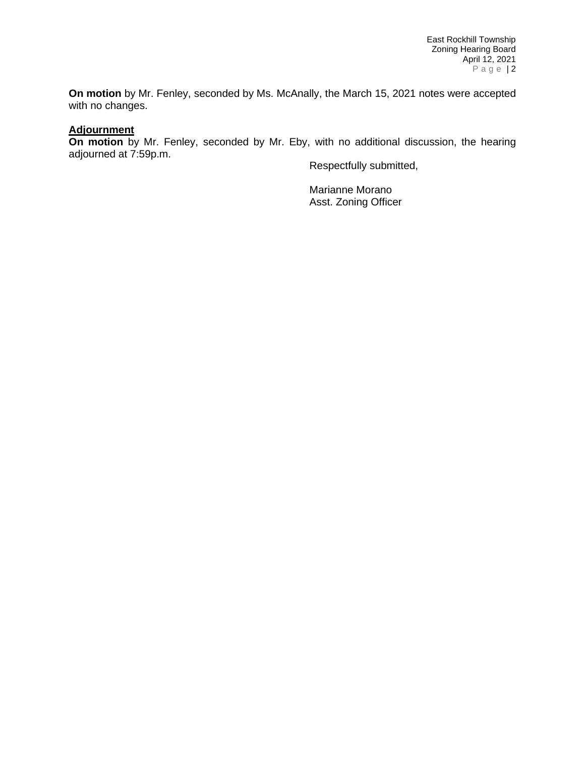**On motion** by Mr. Fenley, seconded by Ms. McAnally, the March 15, 2021 notes were accepted with no changes.

**Adjournment**

**On motion** by Mr. Fenley, seconded by Mr. Eby, with no additional discussion, the hearing adjourned at 7:59p.m.

Respectfully submitted,

Marianne Morano
Asst. Zoning Officer